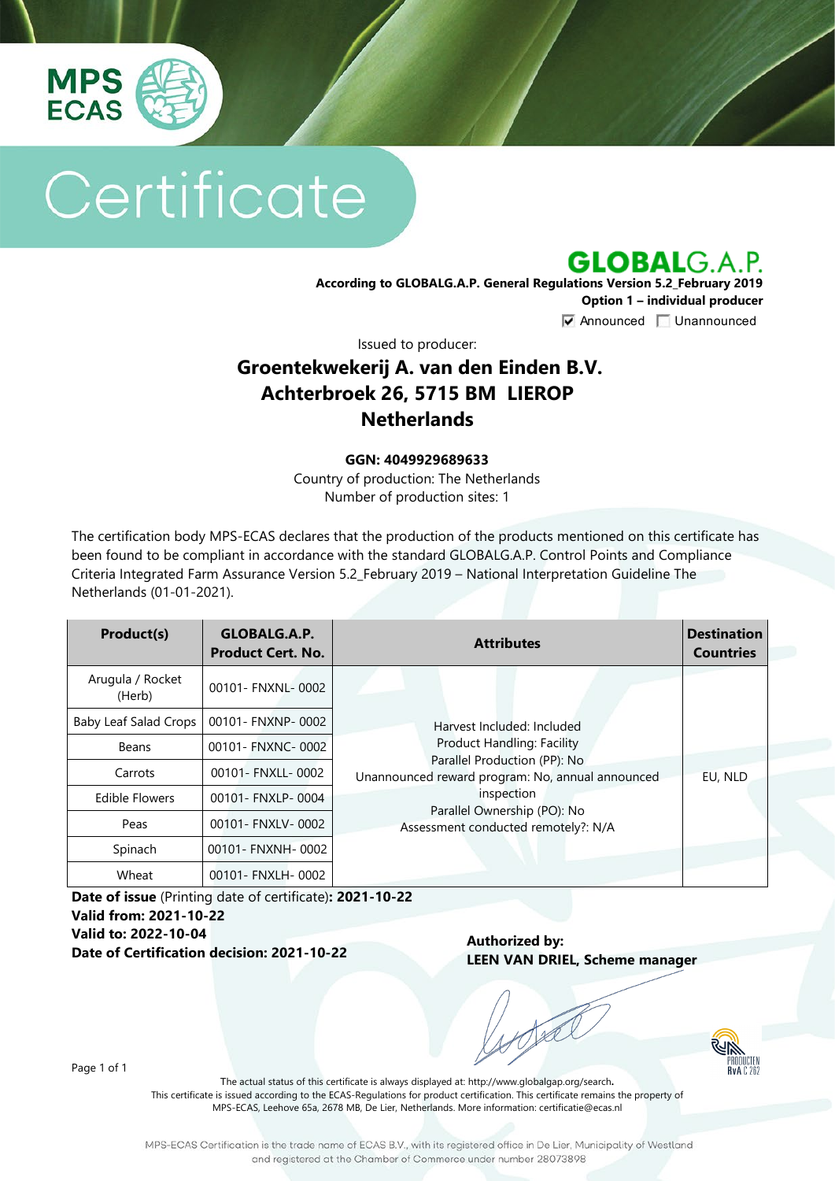MPS ECAS

# Certificate

## GLOBALG.A.P.

**According to GLOBALG.A.P. General Regulations Version 5.2_February 2019**
**Option 1 – individual producer**
☑ Announced ☐ Unannounced

Issued to producer:

## Groentekwekerij A. van den Einden B.V.
## Achterbroek 26, 5715 BM LIEROP
## Netherlands

**GGN: 4049929689633**
Country of production: The Netherlands
Number of production sites: 1

The certification body MPS-ECAS declares that the production of the products mentioned on this certificate has been found to be compliant in accordance with the standard GLOBALG.A.P. Control Points and Compliance Criteria Integrated Farm Assurance Version 5.2_February 2019 – National Interpretation Guideline The Netherlands (01-01-2021).

| Product(s) | GLOBALG.A.P. Product Cert. No. | Attributes | Destination Countries |
|---|---|---|---|
| Arugula / Rocket (Herb) | 00101- FNXNL- 0002 | Harvest Included: Included<br>Product Handling: Facility<br>Parallel Production (PP): No<br>Unannounced reward program: No, annual announced inspection<br>Parallel Ownership (PO): No<br>Assessment conducted remotely?: N/A | EU, NLD |
| Baby Leaf Salad Crops | 00101- FNXNP- 0002 | | |
| Beans | 00101- FNXNC- 0002 | | |
| Carrots | 00101- FNXLL- 0002 | | |
| Edible Flowers | 00101- FNXLP- 0004 | | |
| Peas | 00101- FNXLV- 0002 | | |
| Spinach | 00101- FNXNH- 0002 | | |
| Wheat | 00101- FNXLH- 0002 | | |

**Date of issue** (Printing date of certificate)**: 2021-10-22**
**Valid from: 2021-10-22**
**Valid to: 2022-10-04**
**Date of Certification decision: 2021-10-22**

**Authorized by:**
**LEEN VAN DRIEL, Scheme manager**

The actual status of this certificate is always displayed at: http://www.globalgap.org/search**.**
This certificate is issued according to the ECAS-Regulations for product certification. This certificate remains the property of MPS-ECAS, Leehove 65a, 2678 MB, De Lier, Netherlands. More information: certificatie@ecas.nl

MPS-ECAS Certification is the trade name of ECAS B.V., with its registered office in De Lier, Municipality of Westland and registered at the Chamber of Commerce under number 28073898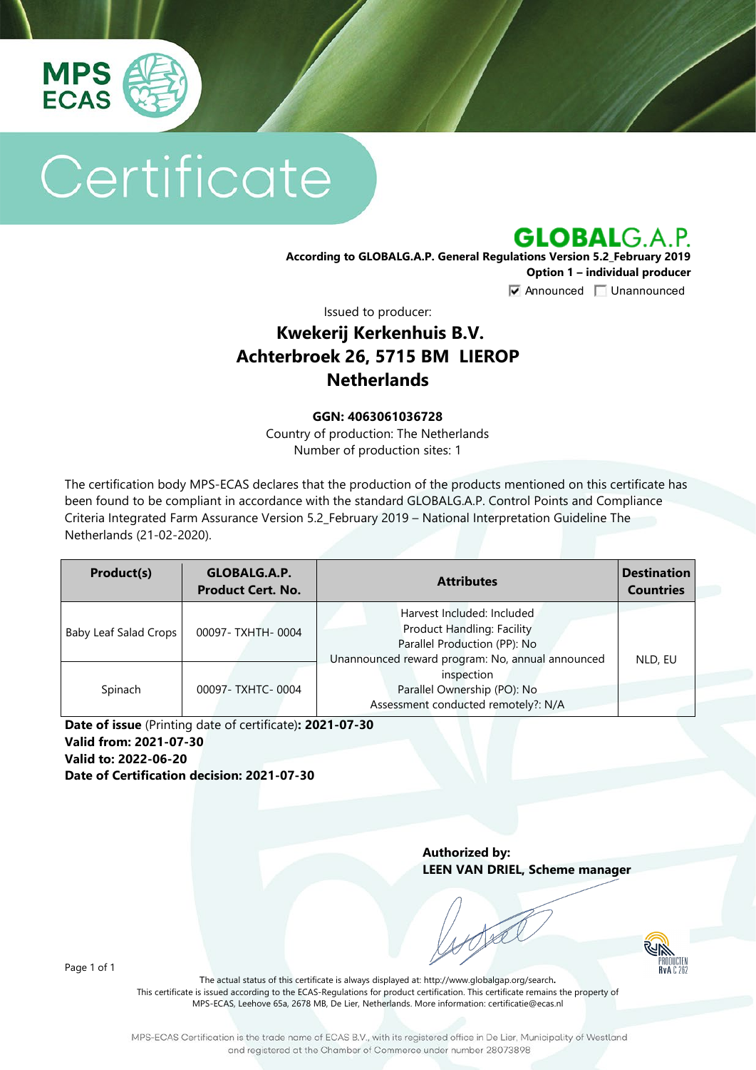# Certificate

## GLOBALG.A.P.

**According to GLOBALG.A.P. General Regulations Version 5.2_February 2019**
**Option 1 – individual producer**

☑ Announced ☐ Unannounced

Issued to producer:

**Kwekerij Kerkenhuis B.V.**
**Achterbroek 26, 5715 BM LIEROP**
**Netherlands**

**GGN: 4063061036728**
Country of production: The Netherlands
Number of production sites: 1

The certification body MPS-ECAS declares that the production of the products mentioned on this certificate has been found to be compliant in accordance with the standard GLOBALG.A.P. Control Points and Compliance Criteria Integrated Farm Assurance Version 5.2_February 2019 – National Interpretation Guideline The Netherlands (21-02-2020).

| Product(s) | GLOBALG.A.P. Product Cert. No. | Attributes | Destination Countries |
|---|---|---|---|
| Baby Leaf Salad Crops | 00097- TXHTH- 0004 | Harvest Included: Included<br>Product Handling: Facility<br>Parallel Production (PP): No<br>Unannounced reward program: No, annual announced inspection<br>Parallel Ownership (PO): No<br>Assessment conducted remotely?: N/A | NLD, EU |
| Spinach | 00097- TXHTC- 0004 | | |

**Date of issue** (Printing date of certificate)**: 2021-07-30**
**Valid from: 2021-07-30**
**Valid to: 2022-06-20**
**Date of Certification decision: 2021-07-30**

**Authorized by:**
**LEEN VAN DRIEL, Scheme manager**

The actual status of this certificate is always displayed at: http://www.globalgap.org/search.
This certificate is issued according to the ECAS-Regulations for product certification. This certificate remains the property of MPS-ECAS, Leehove 65a, 2678 MB, De Lier, Netherlands. More information: certificatie@ecas.nl

MPS-ECAS Certification is the trade name of ECAS B.V., with its registered office in De Lier, Municipality of Westland and registered at the Chamber of Commerce under number 28073898